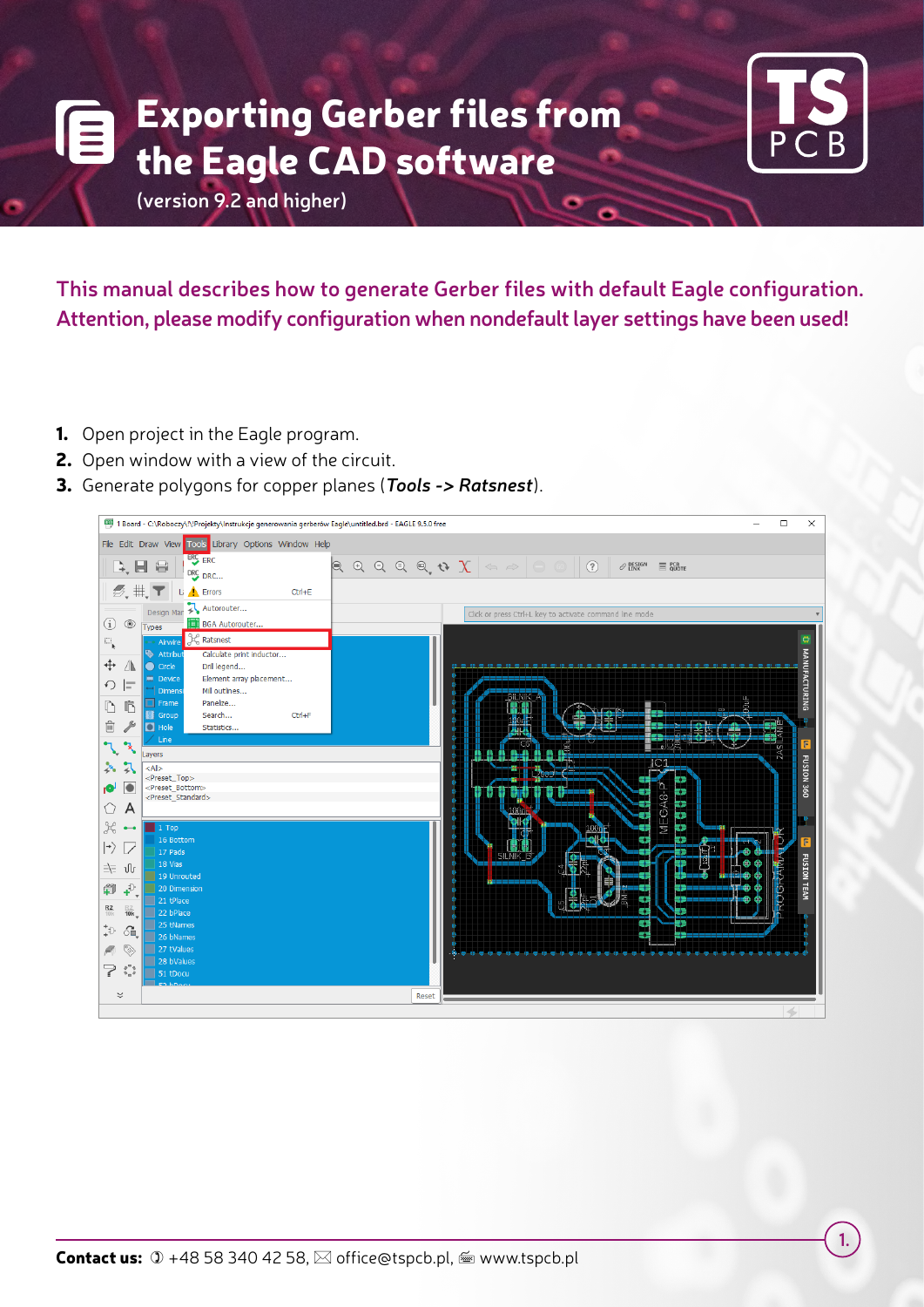# Exporting Gerber files from the Eagle CAD software

(version 9.2 and higher)

**This manual describes how to generate Gerber files with default Eagle configuration. Attention, please modify configuration when nondefault layer settings have been used!**

1. Open project in the Eagle program.
2. Open window with a view of the circuit.
3. Generate polygons for copper planes (***Tools -> Ratsnest***).

**Contact us:** ✆ +48 58 340 42 58, ✉ office@tspcb.pl, www.tspcb.pl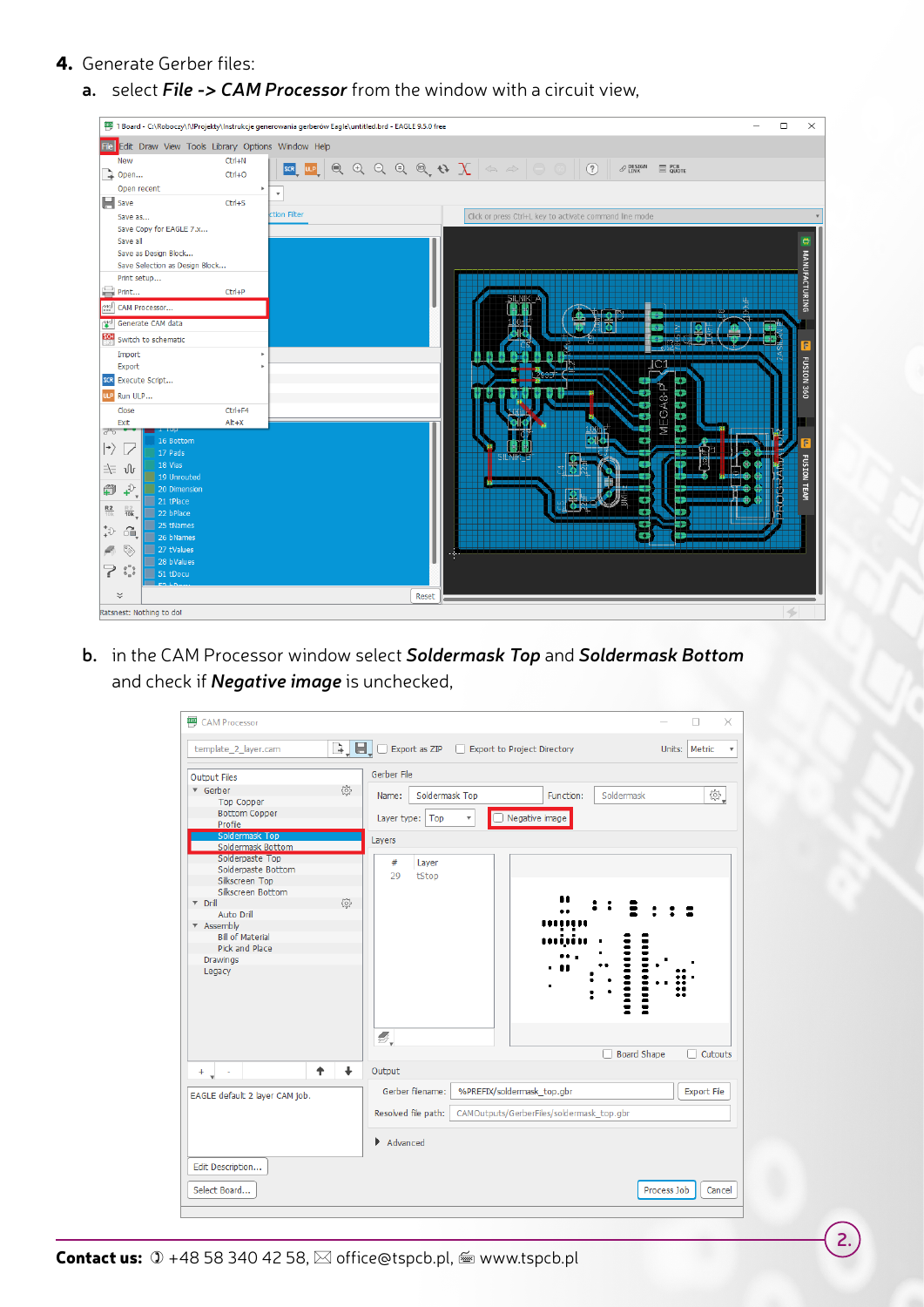4. Generate Gerber files:

   a. select ***File -> CAM Processor*** from the window with a circuit view,

   b. in the CAM Processor window select ***Soldermask Top*** and ***Soldermask Bottom*** and check if ***Negative image*** is unchecked,

**Contact us:** ✆ +48 58 340 42 58, ✉ office@tspcb.pl, 🖮 www.tspcb.pl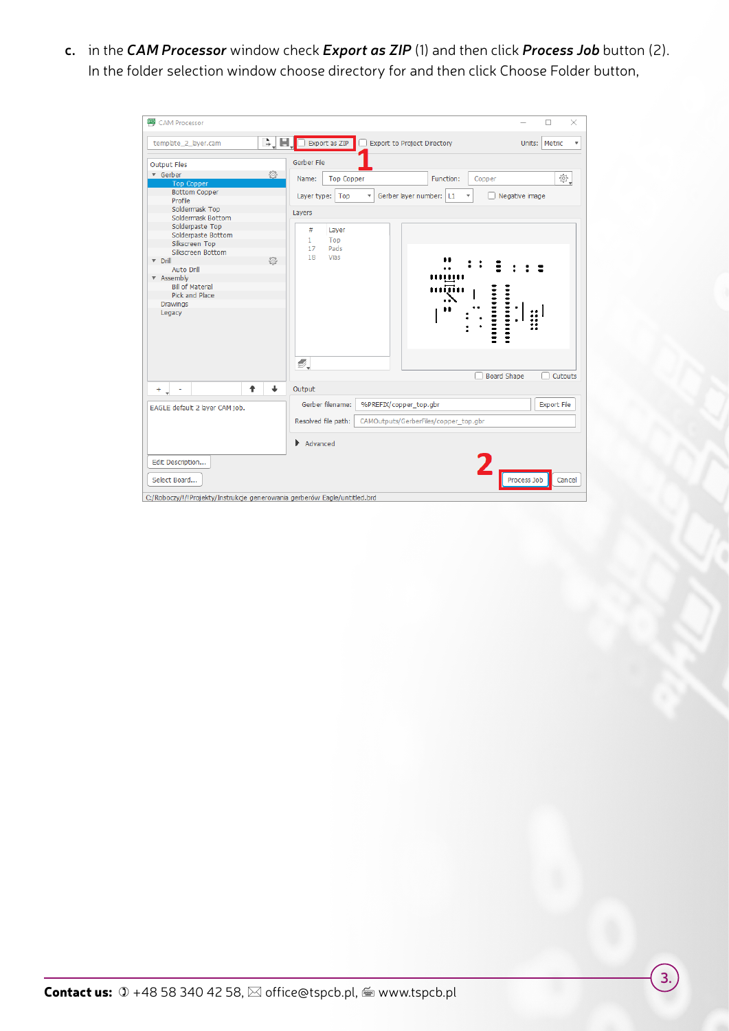c. in the ***CAM Processor*** window check ***Export as ZIP*** (1) and then click ***Process Job*** button (2). In the folder selection window choose directory for and then click Choose Folder button,

**Contact us:** ✆ +48 58 340 42 58, ✉ office@tspcb.pl, 🖶 www.tspcb.pl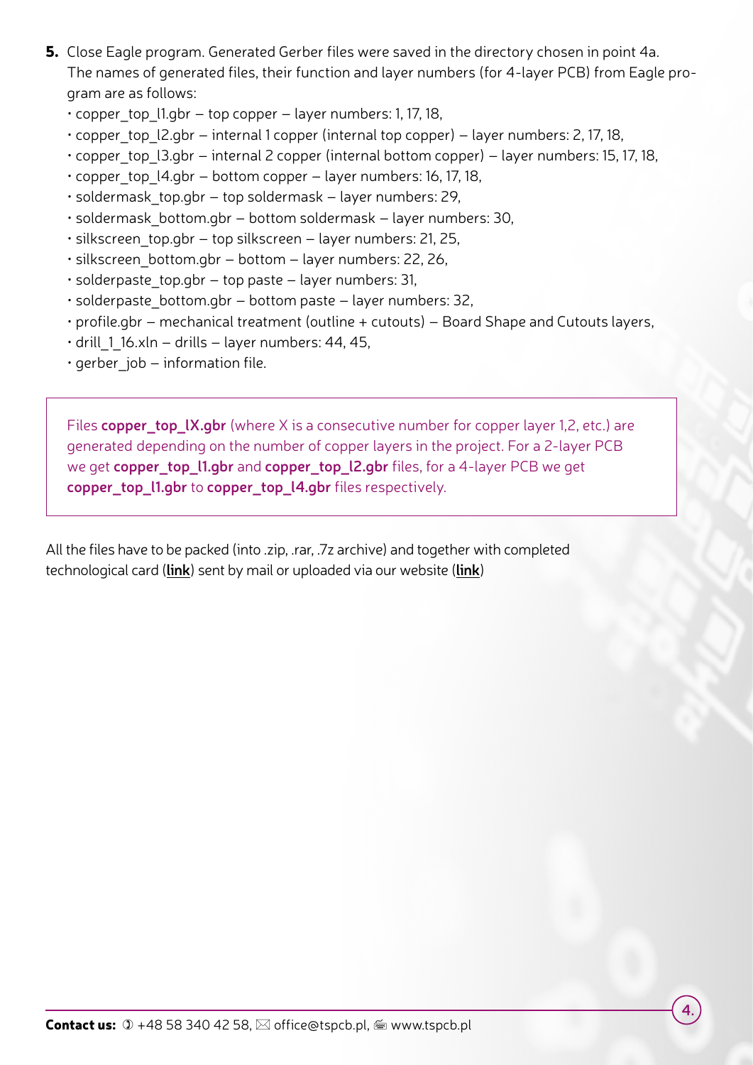5. Close Eagle program. Generated Gerber files were saved in the directory chosen in point 4a. The names of generated files, their function and layer numbers (for 4-layer PCB) from Eagle program are as follows:
   - copper_top_l1.gbr – top copper – layer numbers: 1, 17, 18,
   - copper_top_l2.gbr – internal 1 copper (internal top copper) – layer numbers: 2, 17, 18,
   - copper_top_l3.gbr – internal 2 copper (internal bottom copper) – layer numbers: 15, 17, 18,
   - copper_top_l4.gbr – bottom copper – layer numbers: 16, 17, 18,
   - soldermask_top.gbr – top soldermask – layer numbers: 29,
   - soldermask_bottom.gbr – bottom soldermask – layer numbers: 30,
   - silkscreen_top.gbr – top silkscreen – layer numbers: 21, 25,
   - silkscreen_bottom.gbr – bottom – layer numbers: 22, 26,
   - solderpaste_top.gbr – top paste – layer numbers: 31,
   - solderpaste_bottom.gbr – bottom paste – layer numbers: 32,
   - profile.gbr – mechanical treatment (outline + cutouts) – Board Shape and Cutouts layers,
   - drill_1_16.xln – drills – layer numbers: 44, 45,
   - gerber_job – information file.

Files **copper_top_lX.gbr** (where X is a consecutive number for copper layer 1,2, etc.) are generated depending on the number of copper layers in the project. For a 2-layer PCB we get **copper_top_l1.gbr** and **copper_top_l2.gbr** files, for a 4-layer PCB we get **copper_top_l1.gbr** to **copper_top_l4.gbr** files respectively.

All the files have to be packed (into .zip, .rar, .7z archive) and together with completed technological card (**link**) sent by mail or uploaded via our website (**link**)

**Contact us:** +48 58 340 42 58, office@tspcb.pl, www.tspcb.pl